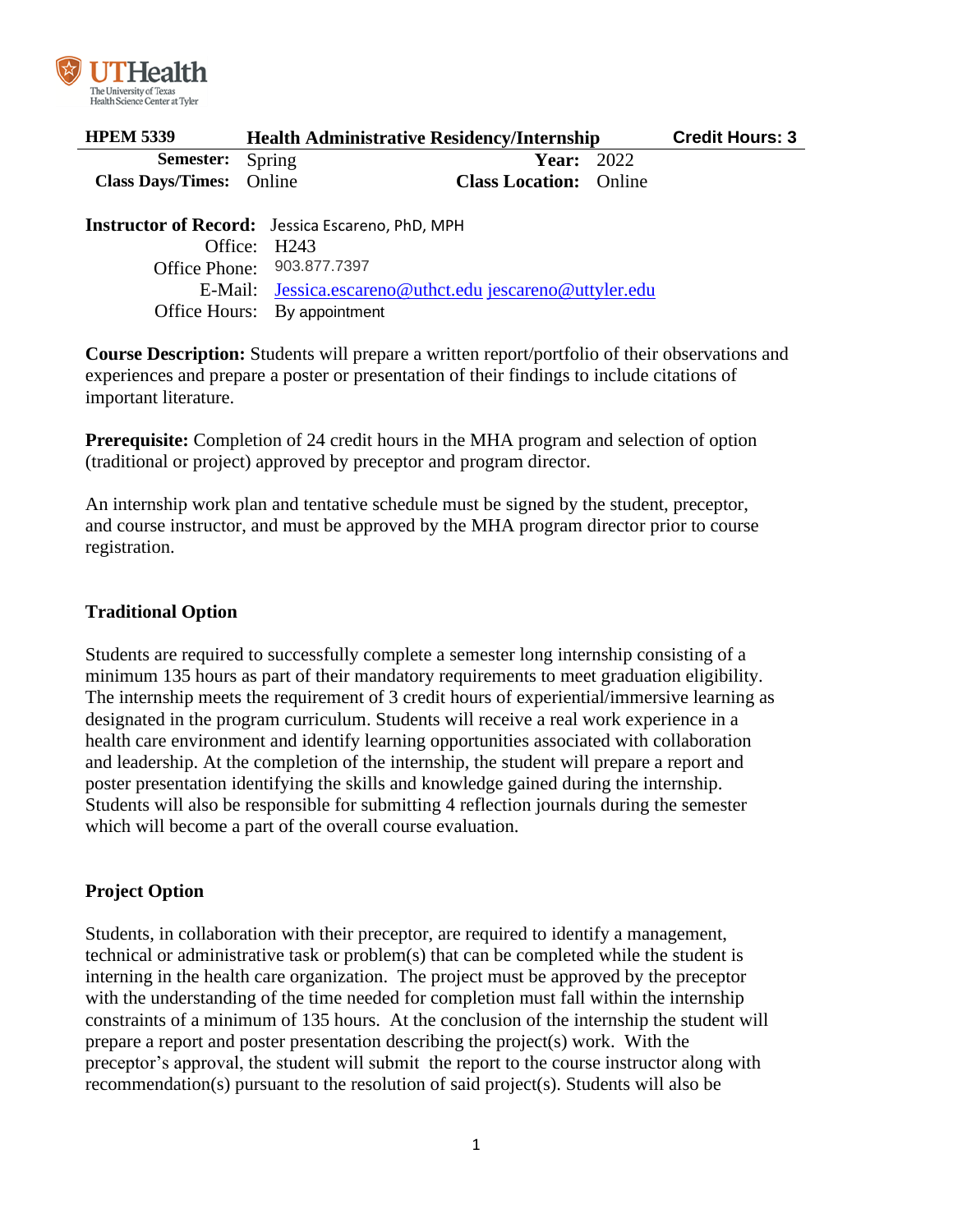UTHealth
The University of Texas
Health Science Center at Tyler

| **HPEM 5339** | **Health Administrative Residency/Internship** | **Credit Hours: 3** |
|---|---|---|

**Semester:** Spring  **Year:** 2022
**Class Days/Times:** Online  **Class Location:** Online

**Instructor of Record:** Jessica Escareno, PhD, MPH
Office: H243
Office Phone: 903.877.7397
E-Mail: Jessica.escareno@uthct.edu jescareno@uttyler.edu
Office Hours: By appointment

**Course Description:** Students will prepare a written report/portfolio of their observations and experiences and prepare a poster or presentation of their findings to include citations of important literature.

**Prerequisite:** Completion of 24 credit hours in the MHA program and selection of option (traditional or project) approved by preceptor and program director.

An internship work plan and tentative schedule must be signed by the student, preceptor, and course instructor, and must be approved by the MHA program director prior to course registration.

## Traditional Option

Students are required to successfully complete a semester long internship consisting of a minimum 135 hours as part of their mandatory requirements to meet graduation eligibility. The internship meets the requirement of 3 credit hours of experiential/immersive learning as designated in the program curriculum. Students will receive a real work experience in a health care environment and identify learning opportunities associated with collaboration and leadership. At the completion of the internship, the student will prepare a report and poster presentation identifying the skills and knowledge gained during the internship. Students will also be responsible for submitting 4 reflection journals during the semester which will become a part of the overall course evaluation.

## Project Option

Students, in collaboration with their preceptor, are required to identify a management, technical or administrative task or problem(s) that can be completed while the student is interning in the health care organization. The project must be approved by the preceptor with the understanding of the time needed for completion must fall within the internship constraints of a minimum of 135 hours. At the conclusion of the internship the student will prepare a report and poster presentation describing the project(s) work. With the preceptor's approval, the student will submit the report to the course instructor along with recommendation(s) pursuant to the resolution of said project(s). Students will also be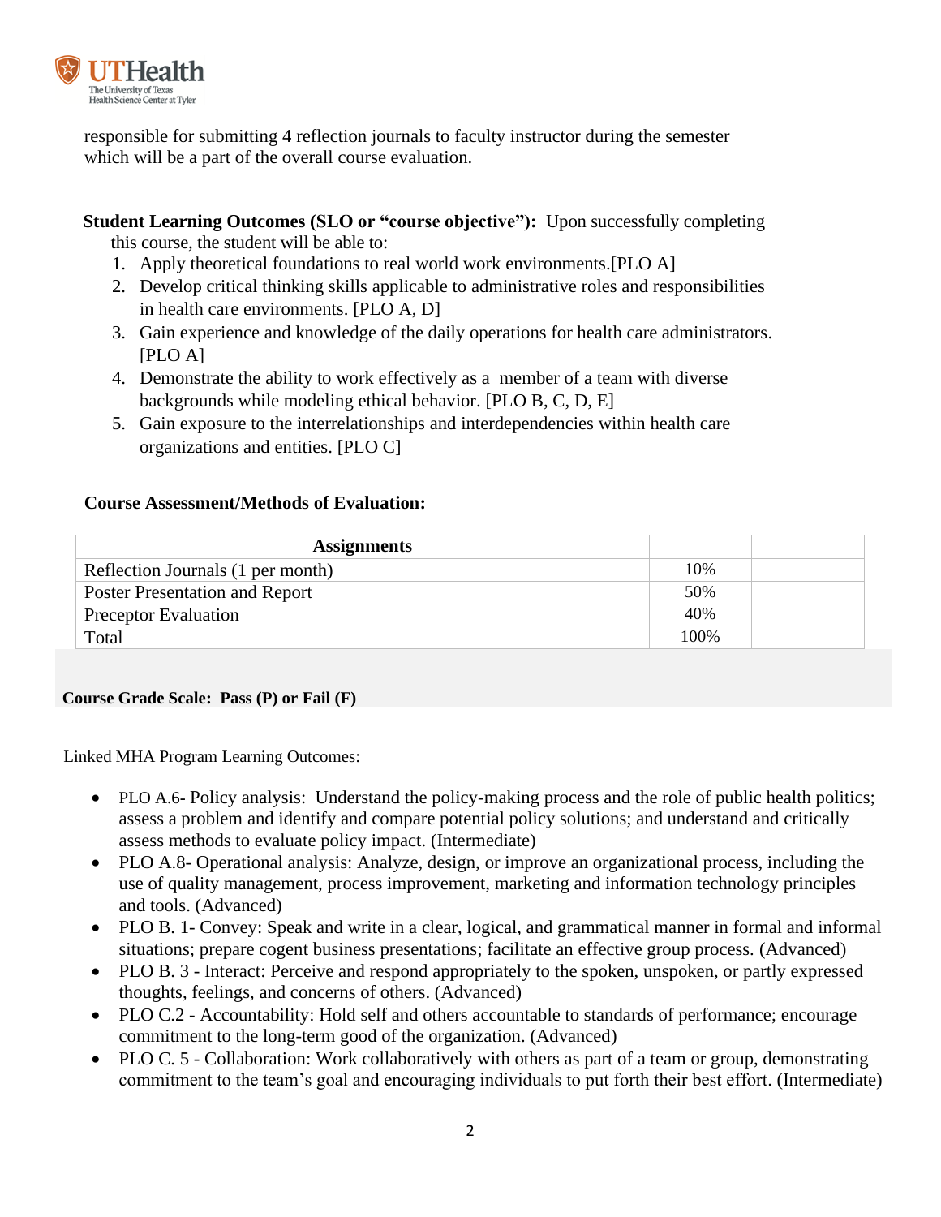responsible for submitting 4 reflection journals to faculty instructor during the semester which will be a part of the overall course evaluation.

**Student Learning Outcomes (SLO or "course objective"):** Upon successfully completing this course, the student will be able to:

1. Apply theoretical foundations to real world work environments.[PLO A]
2. Develop critical thinking skills applicable to administrative roles and responsibilities in health care environments. [PLO A, D]
3. Gain experience and knowledge of the daily operations for health care administrators. [PLO A]
4. Demonstrate the ability to work effectively as a member of a team with diverse backgrounds while modeling ethical behavior. [PLO B, C, D, E]
5. Gain exposure to the interrelationships and interdependencies within health care organizations and entities. [PLO C]

**Course Assessment/Methods of Evaluation:**

| Assignments | | |
|---|---|---|
| Reflection Journals (1 per month) | 10% | |
| Poster Presentation and Report | 50% | |
| Preceptor Evaluation | 40% | |
| Total | 100% | |

**Course Grade Scale: Pass (P) or Fail (F)**

Linked MHA Program Learning Outcomes:

- PLO A.6- Policy analysis: Understand the policy-making process and the role of public health politics; assess a problem and identify and compare potential policy solutions; and understand and critically assess methods to evaluate policy impact. (Intermediate)
- PLO A.8- Operational analysis: Analyze, design, or improve an organizational process, including the use of quality management, process improvement, marketing and information technology principles and tools. (Advanced)
- PLO B. 1- Convey: Speak and write in a clear, logical, and grammatical manner in formal and informal situations; prepare cogent business presentations; facilitate an effective group process. (Advanced)
- PLO B. 3 - Interact: Perceive and respond appropriately to the spoken, unspoken, or partly expressed thoughts, feelings, and concerns of others. (Advanced)
- PLO C.2 - Accountability: Hold self and others accountable to standards of performance; encourage commitment to the long-term good of the organization. (Advanced)
- PLO C. 5 - Collaboration: Work collaboratively with others as part of a team or group, demonstrating commitment to the team's goal and encouraging individuals to put forth their best effort. (Intermediate)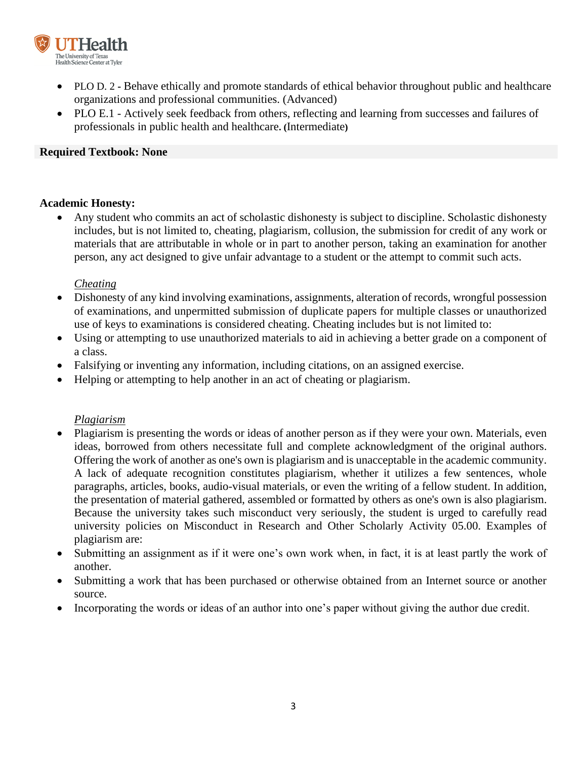- PLO D. 2 - Behave ethically and promote standards of ethical behavior throughout public and healthcare organizations and professional communities. (Advanced)
- PLO E.1 - Actively seek feedback from others, reflecting and learning from successes and failures of professionals in public health and healthcare. (Intermediate)

**Required Textbook: None**

**Academic Honesty:**

- Any student who commits an act of scholastic dishonesty is subject to discipline. Scholastic dishonesty includes, but is not limited to, cheating, plagiarism, collusion, the submission for credit of any work or materials that are attributable in whole or in part to another person, taking an examination for another person, any act designed to give unfair advantage to a student or the attempt to commit such acts.

*Cheating*

- Dishonesty of any kind involving examinations, assignments, alteration of records, wrongful possession of examinations, and unpermitted submission of duplicate papers for multiple classes or unauthorized use of keys to examinations is considered cheating. Cheating includes but is not limited to:
- Using or attempting to use unauthorized materials to aid in achieving a better grade on a component of a class.
- Falsifying or inventing any information, including citations, on an assigned exercise.
- Helping or attempting to help another in an act of cheating or plagiarism.

*Plagiarism*

- Plagiarism is presenting the words or ideas of another person as if they were your own. Materials, even ideas, borrowed from others necessitate full and complete acknowledgment of the original authors. Offering the work of another as one's own is plagiarism and is unacceptable in the academic community. A lack of adequate recognition constitutes plagiarism, whether it utilizes a few sentences, whole paragraphs, articles, books, audio-visual materials, or even the writing of a fellow student. In addition, the presentation of material gathered, assembled or formatted by others as one's own is also plagiarism. Because the university takes such misconduct very seriously, the student is urged to carefully read university policies on Misconduct in Research and Other Scholarly Activity 05.00. Examples of plagiarism are:
- Submitting an assignment as if it were one's own work when, in fact, it is at least partly the work of another.
- Submitting a work that has been purchased or otherwise obtained from an Internet source or another source.
- Incorporating the words or ideas of an author into one's paper without giving the author due credit.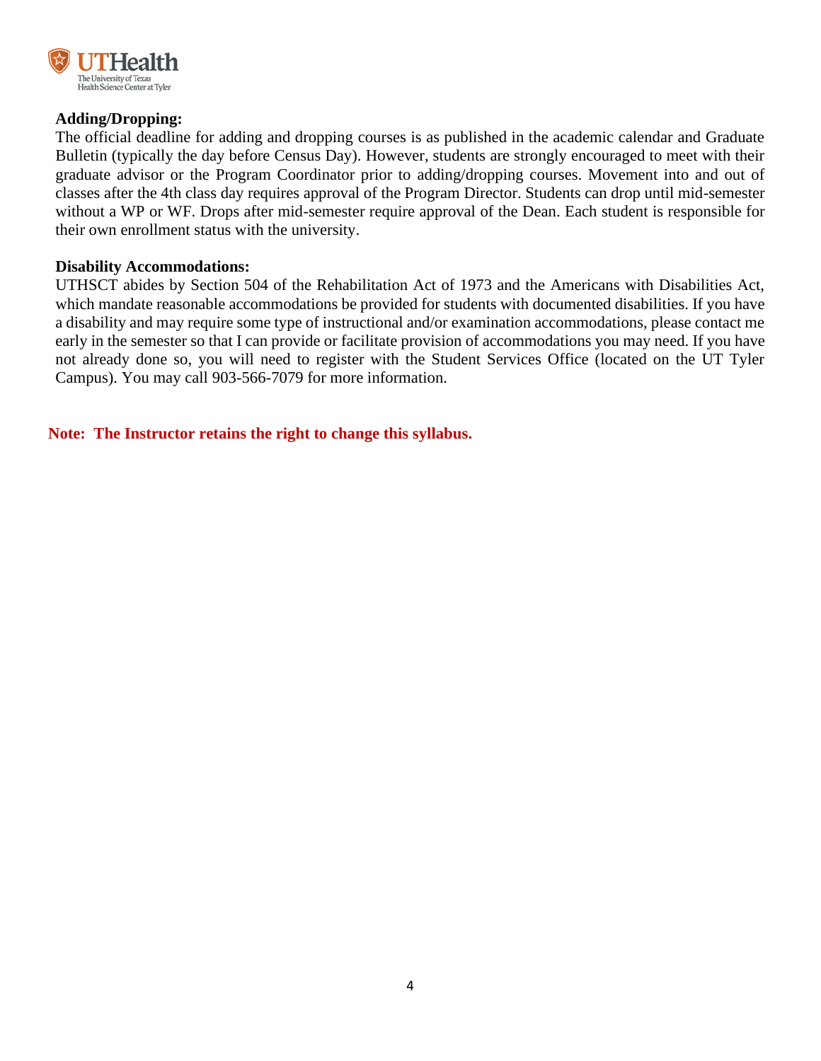**Adding/Dropping:**

The official deadline for adding and dropping courses is as published in the academic calendar and Graduate Bulletin (typically the day before Census Day). However, students are strongly encouraged to meet with their graduate advisor or the Program Coordinator prior to adding/dropping courses. Movement into and out of classes after the 4th class day requires approval of the Program Director. Students can drop until mid-semester without a WP or WF. Drops after mid-semester require approval of the Dean. Each student is responsible for their own enrollment status with the university.

**Disability Accommodations:**

UTHSCT abides by Section 504 of the Rehabilitation Act of 1973 and the Americans with Disabilities Act, which mandate reasonable accommodations be provided for students with documented disabilities. If you have a disability and may require some type of instructional and/or examination accommodations, please contact me early in the semester so that I can provide or facilitate provision of accommodations you may need. If you have not already done so, you will need to register with the Student Services Office (located on the UT Tyler Campus). You may call 903-566-7079 for more information.

**Note: The Instructor retains the right to change this syllabus.**